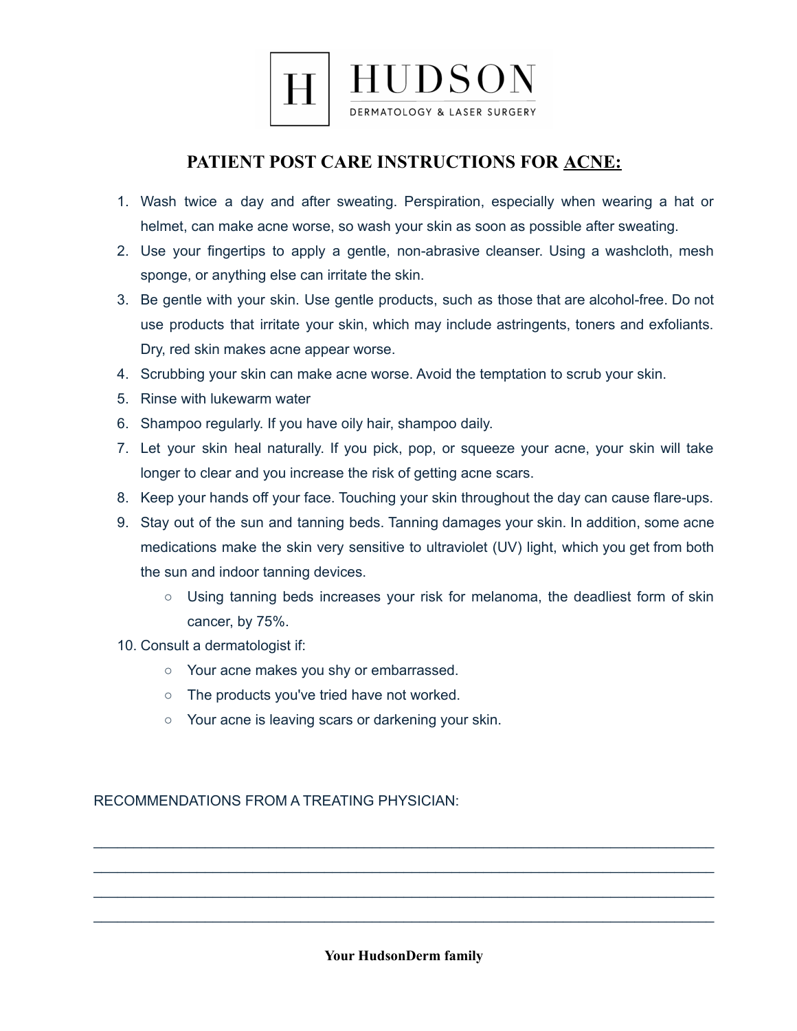**HUDSON**

DERMATOLOGY & LASER SURGERY

# PATIENT POST CARE INSTRUCTIONS FOR <u>ACNE:</u>

1. Wash twice a day and after sweating. Perspiration, especially when wearing a hat or helmet, can make acne worse, so wash your skin as soon as possible after sweating.
2. Use your fingertips to apply a gentle, non-abrasive cleanser. Using a washcloth, mesh sponge, or anything else can irritate the skin.
3. Be gentle with your skin. Use gentle products, such as those that are alcohol-free. Do not use products that irritate your skin, which may include astringents, toners and exfoliants. Dry, red skin makes acne appear worse.
4. Scrubbing your skin can make acne worse. Avoid the temptation to scrub your skin.
5. Rinse with lukewarm water
6. Shampoo regularly. If you have oily hair, shampoo daily.
7. Let your skin heal naturally. If you pick, pop, or squeeze your acne, your skin will take longer to clear and you increase the risk of getting acne scars.
8. Keep your hands off your face. Touching your skin throughout the day can cause flare-ups.
9. Stay out of the sun and tanning beds. Tanning damages your skin. In addition, some acne medications make the skin very sensitive to ultraviolet (UV) light, which you get from both the sun and indoor tanning devices.
   - Using tanning beds increases your risk for melanoma, the deadliest form of skin cancer, by 75%.
10. Consult a dermatologist if:
    - Your acne makes you shy or embarrassed.
    - The products you've tried have not worked.
    - Your acne is leaving scars or darkening your skin.

RECOMMENDATIONS FROM A TREATING PHYSICIAN:

________________________________________________________________________________

________________________________________________________________________________

________________________________________________________________________________

________________________________________________________________________________

**Your HudsonDerm family**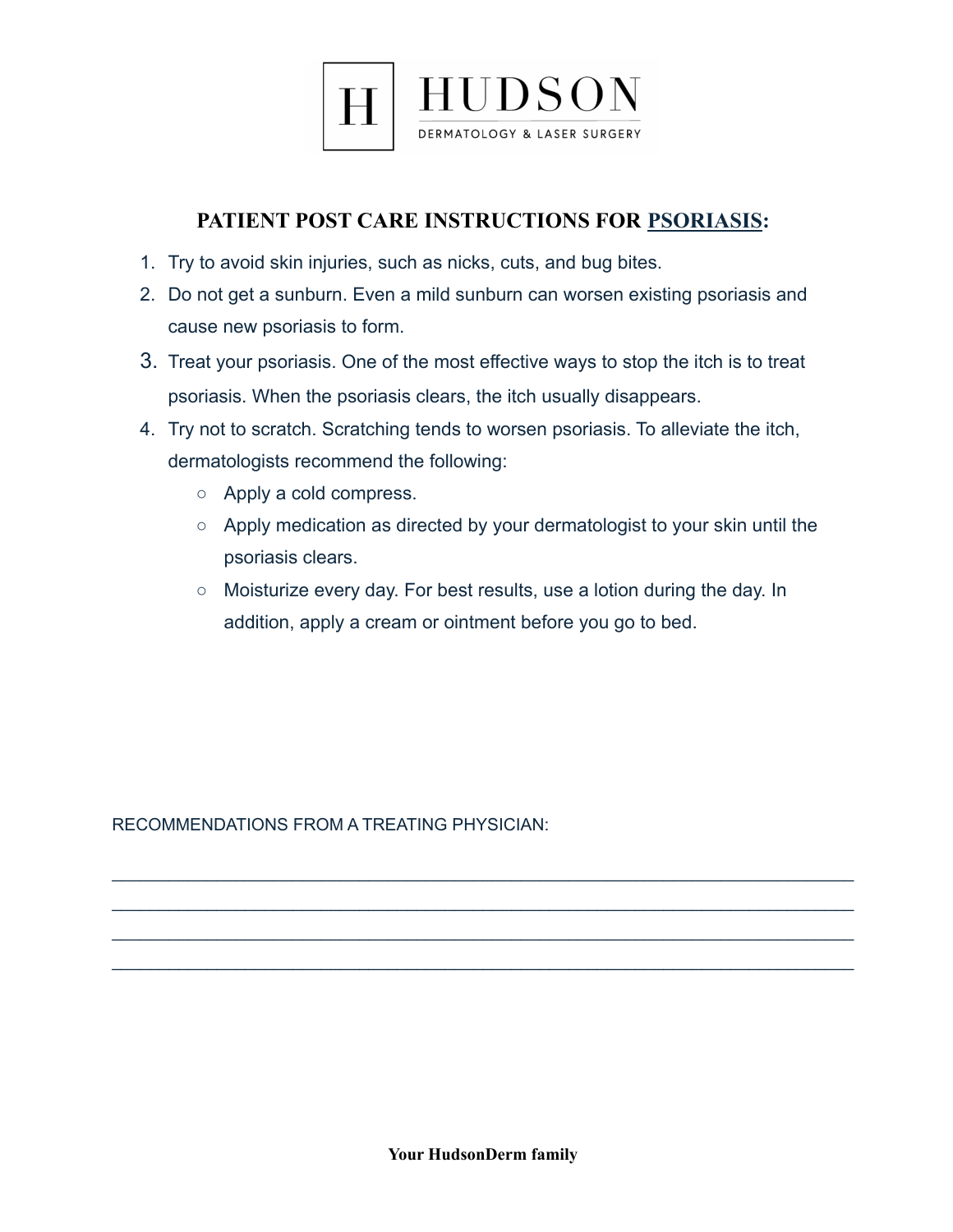HUDSON

DERMATOLOGY & LASER SURGERY

## PATIENT POST CARE INSTRUCTIONS FOR PSORIASIS:

1. Try to avoid skin injuries, such as nicks, cuts, and bug bites.
2. Do not get a sunburn. Even a mild sunburn can worsen existing psoriasis and cause new psoriasis to form.
3. Treat your psoriasis. One of the most effective ways to stop the itch is to treat psoriasis. When the psoriasis clears, the itch usually disappears.
4. Try not to scratch. Scratching tends to worsen psoriasis. To alleviate the itch, dermatologists recommend the following:
   - Apply a cold compress.
   - Apply medication as directed by your dermatologist to your skin until the psoriasis clears.
   - Moisturize every day. For best results, use a lotion during the day. In addition, apply a cream or ointment before you go to bed.

RECOMMENDATIONS FROM A TREATING PHYSICIAN:

______________________________________________________________________

______________________________________________________________________

______________________________________________________________________

______________________________________________________________________

**Your HudsonDerm family**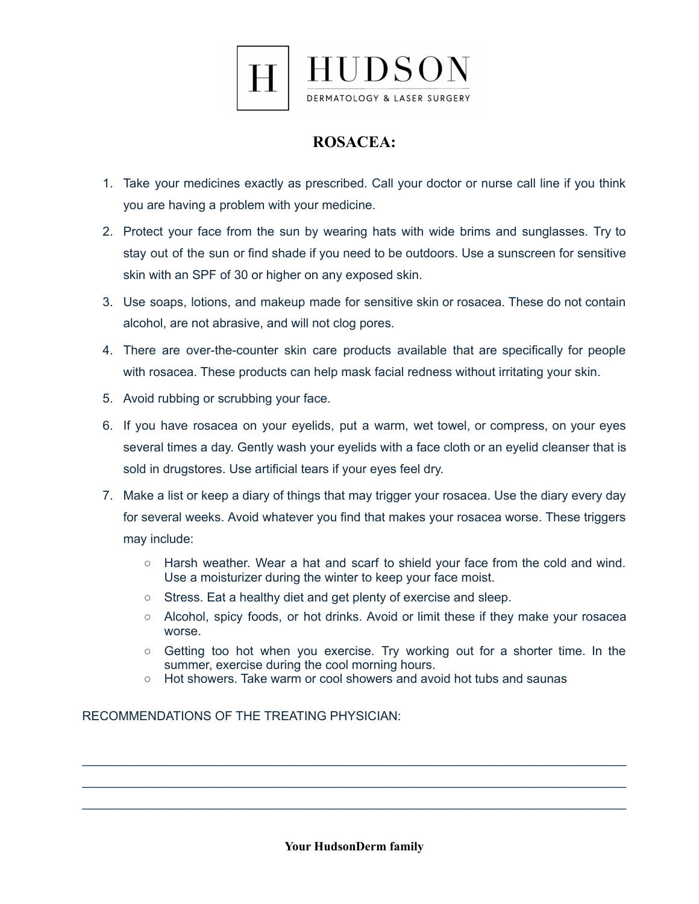HUDSON

DERMATOLOGY & LASER SURGERY

# ROSACEA:

1. Take your medicines exactly as prescribed. Call your doctor or nurse call line if you think you are having a problem with your medicine.
2. Protect your face from the sun by wearing hats with wide brims and sunglasses. Try to stay out of the sun or find shade if you need to be outdoors. Use a sunscreen for sensitive skin with an SPF of 30 or higher on any exposed skin.
3. Use soaps, lotions, and makeup made for sensitive skin or rosacea. These do not contain alcohol, are not abrasive, and will not clog pores.
4. There are over-the-counter skin care products available that are specifically for people with rosacea. These products can help mask facial redness without irritating your skin.
5. Avoid rubbing or scrubbing your face.
6. If you have rosacea on your eyelids, put a warm, wet towel, or compress, on your eyes several times a day. Gently wash your eyelids with a face cloth or an eyelid cleanser that is sold in drugstores. Use artificial tears if your eyes feel dry.
7. Make a list or keep a diary of things that may trigger your rosacea. Use the diary every day for several weeks. Avoid whatever you find that makes your rosacea worse. These triggers may include:
   - Harsh weather. Wear a hat and scarf to shield your face from the cold and wind. Use a moisturizer during the winter to keep your face moist.
   - Stress. Eat a healthy diet and get plenty of exercise and sleep.
   - Alcohol, spicy foods, or hot drinks. Avoid or limit these if they make your rosacea worse.
   - Getting too hot when you exercise. Try working out for a shorter time. In the summer, exercise during the cool morning hours.
   - Hot showers. Take warm or cool showers and avoid hot tubs and saunas

RECOMMENDATIONS OF THE TREATING PHYSICIAN:

______________________________________________________________________

______________________________________________________________________

______________________________________________________________________

**Your HudsonDerm family**